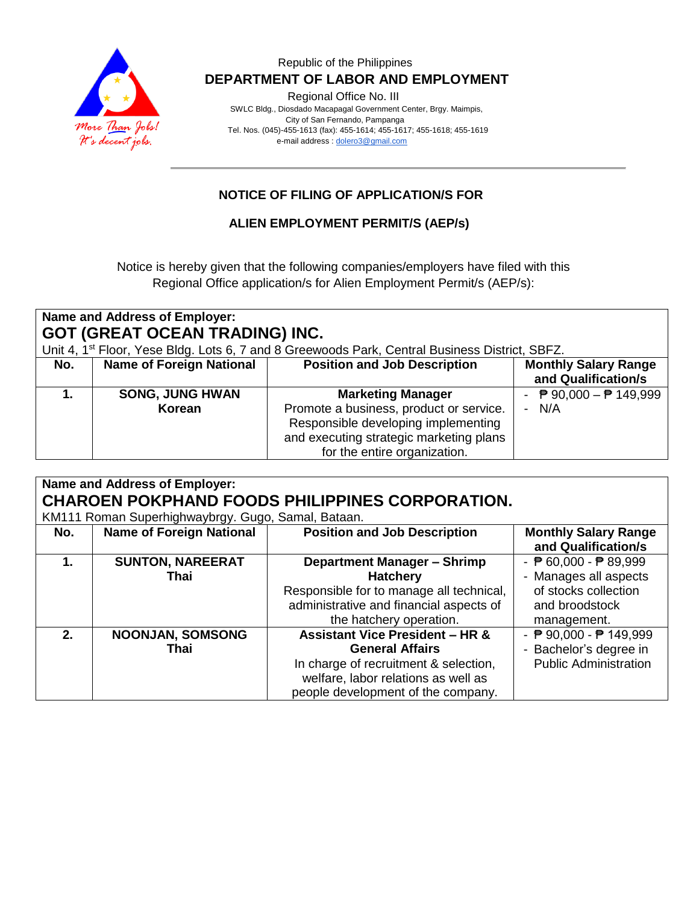Republic of the Philippines
**DEPARTMENT OF LABOR AND EMPLOYMENT**
Regional Office No. III
SWLC Bldg., Diosdado Macapagal Government Center, Brgy. Maimpis,
City of San Fernando, Pampanga
Tel. Nos. (045)-455-1613 (fax): 455-1614; 455-1617; 455-1618; 455-1619
e-mail address : dolero3@gmail.com

**NOTICE OF FILING OF APPLICATION/S FOR**

**ALIEN EMPLOYMENT PERMIT/S (AEP/s)**

Notice is hereby given that the following companies/employers have filed with this Regional Office application/s for Alien Employment Permit/s (AEP/s):

**Name and Address of Employer:**
**GOT (GREAT OCEAN TRADING) INC.**
Unit 4, 1st Floor, Yese Bldg. Lots 6, 7 and 8 Greewoods Park, Central Business District, SBFZ.

| No. | Name of Foreign National | Position and Job Description | Monthly Salary Range and Qualification/s |
|---|---|---|---|
| **1.** | **SONG, JUNG HWAN** **Korean** | **Marketing Manager** Promote a business, product or service. Responsible developing implementing and executing strategic marketing plans for the entire organization. | - ₱ 90,000 – ₱ 149,999 - N/A |

**Name and Address of Employer:**
**CHAROEN POKPHAND FOODS PHILIPPINES CORPORATION.**
KM111 Roman Superhighwaybrgy. Gugo, Samal, Bataan.

| No. | Name of Foreign National | Position and Job Description | Monthly Salary Range and Qualification/s |
|---|---|---|---|
| **1.** | **SUNTON, NAREERAT** **Thai** | **Department Manager – Shrimp Hatchery** Responsible for to manage all technical, administrative and financial aspects of the hatchery operation. | - ₱ 60,000 - ₱ 89,999 - Manages all aspects of stocks collection and broodstock management. |
| **2.** | **NOONJAN, SOMSONG** **Thai** | **Assistant Vice President – HR & General Affairs** In charge of recruitment & selection, welfare, labor relations as well as people development of the company. | - ₱ 90,000 - ₱ 149,999 - Bachelor's degree in Public Administration |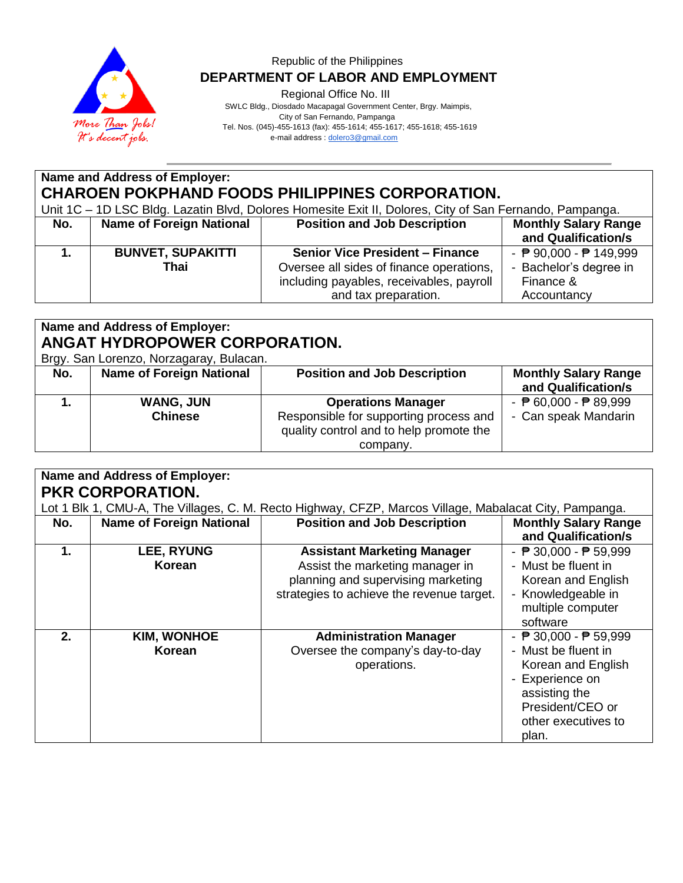Republic of the Philippines
**DEPARTMENT OF LABOR AND EMPLOYMENT**
Regional Office No. III
SWLC Bldg., Diosdado Macapagal Government Center, Brgy. Maimpis,
City of San Fernando, Pampanga
Tel. Nos. (045)-455-1613 (fax): 455-1614; 455-1617; 455-1618; 455-1619
e-mail address : dolero3@gmail.com

More Than Jobs! It's decent jobs.

**Name and Address of Employer:**
## CHAROEN POKPHAND FOODS PHILIPPINES CORPORATION.
Unit 1C – 1D LSC Bldg. Lazatin Blvd, Dolores Homesite Exit II, Dolores, City of San Fernando, Pampanga.

| No. | Name of Foreign National | Position and Job Description | Monthly Salary Range and Qualification/s |
|---|---|---|---|
| **1.** | **BUNVET, SUPAKITTI** **Thai** | **Senior Vice President – Finance** Oversee all sides of finance operations, including payables, receivables, payroll and tax preparation. | - ₱ 90,000 - ₱ 149,999 - Bachelor's degree in Finance & Accountancy |

**Name and Address of Employer:**
## ANGAT HYDROPOWER CORPORATION.
Brgy. San Lorenzo, Norzagaray, Bulacan.

| No. | Name of Foreign National | Position and Job Description | Monthly Salary Range and Qualification/s |
|---|---|---|---|
| **1.** | **WANG, JUN** **Chinese** | **Operations Manager** Responsible for supporting process and quality control and to help promote the company. | - ₱ 60,000 - ₱ 89,999 - Can speak Mandarin |

**Name and Address of Employer:**
## PKR CORPORATION.
Lot 1 Blk 1, CMU-A, The Villages, C. M. Recto Highway, CFZP, Marcos Village, Mabalacat City, Pampanga.

| No. | Name of Foreign National | Position and Job Description | Monthly Salary Range and Qualification/s |
|---|---|---|---|
| **1.** | **LEE, RYUNG** **Korean** | **Assistant Marketing Manager** Assist the marketing manager in planning and supervising marketing strategies to achieve the revenue target. | - ₱ 30,000 - ₱ 59,999 - Must be fluent in Korean and English - Knowledgeable in multiple computer software |
| **2.** | **KIM, WONHOE** **Korean** | **Administration Manager** Oversee the company's day-to-day operations. | - ₱ 30,000 - ₱ 59,999 - Must be fluent in Korean and English - Experience on assisting the President/CEO or other executives to plan. |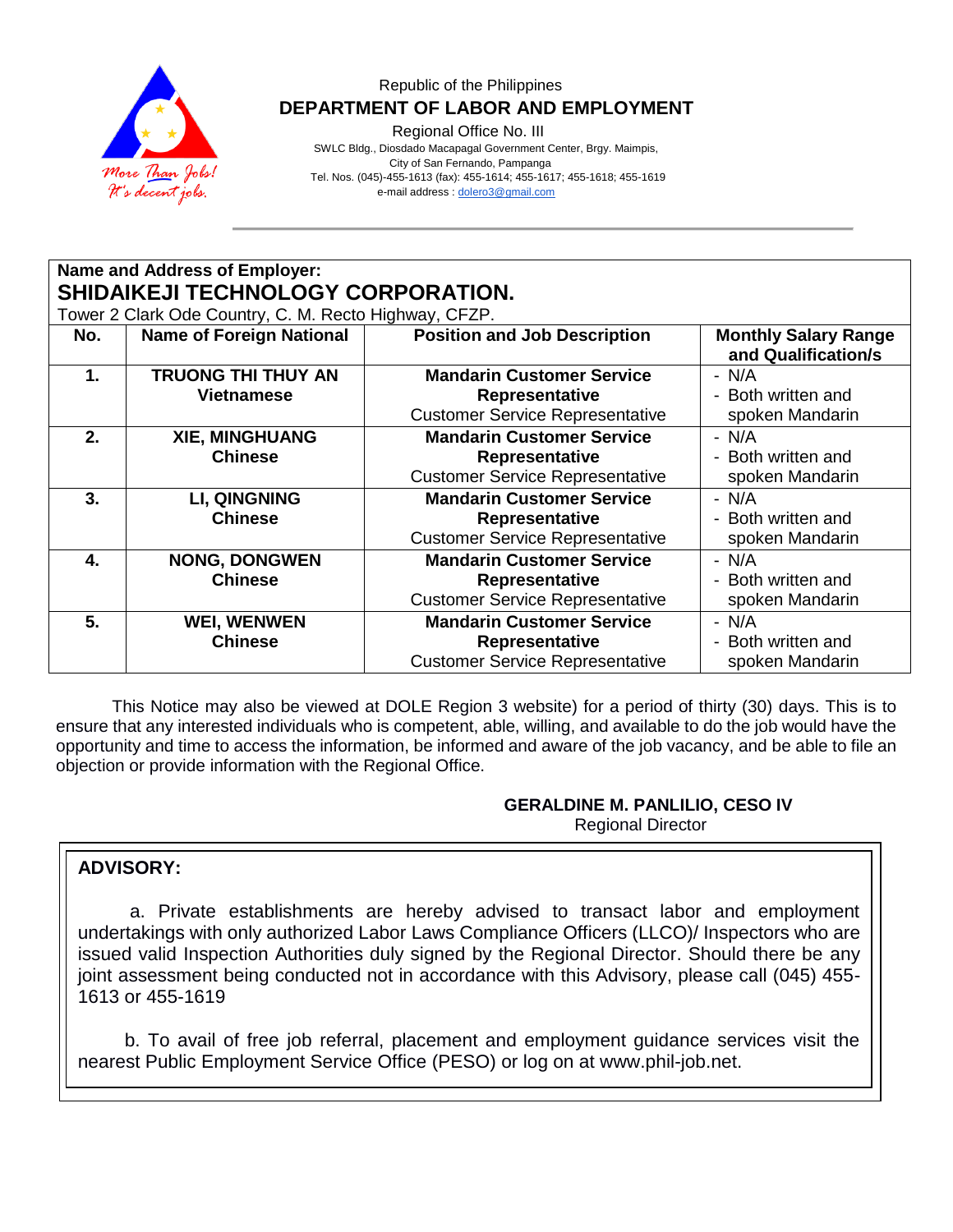Republic of the Philippines

**DEPARTMENT OF LABOR AND EMPLOYMENT**

Regional Office No. III

SWLC Bldg., Diosdado Macapagal Government Center, Brgy. Maimpis,
City of San Fernando, Pampanga
Tel. Nos. (045)-455-1613 (fax): 455-1614; 455-1617; 455-1618; 455-1619
e-mail address : dolero3@gmail.com

**Name and Address of Employer:**

**SHIDAIKEJI TECHNOLOGY CORPORATION.**

Tower 2 Clark Ode Country, C. M. Recto Highway, CFZP.

| No. | Name of Foreign National | Position and Job Description | Monthly Salary Range and Qualification/s |
|---|---|---|---|
| **1.** | **TRUONG THI THUY AN** **Vietnamese** | **Mandarin Customer Service Representative** Customer Service Representative | - N/A - Both written and spoken Mandarin |
| **2.** | **XIE, MINGHUANG** **Chinese** | **Mandarin Customer Service Representative** Customer Service Representative | - N/A - Both written and spoken Mandarin |
| **3.** | **LI, QINGNING** **Chinese** | **Mandarin Customer Service Representative** Customer Service Representative | - N/A - Both written and spoken Mandarin |
| **4.** | **NONG, DONGWEN** **Chinese** | **Mandarin Customer Service Representative** Customer Service Representative | - N/A - Both written and spoken Mandarin |
| **5.** | **WEI, WENWEN** **Chinese** | **Mandarin Customer Service Representative** Customer Service Representative | - N/A - Both written and spoken Mandarin |

This Notice may also be viewed at DOLE Region 3 website) for a period of thirty (30) days. This is to ensure that any interested individuals who is competent, able, willing, and available to do the job would have the opportunity and time to access the information, be informed and aware of the job vacancy, and be able to file an objection or provide information with the Regional Office.

**GERALDINE M. PANLILIO, CESO IV**
Regional Director

**ADVISORY:**

a. Private establishments are hereby advised to transact labor and employment undertakings with only authorized Labor Laws Compliance Officers (LLCO)/ Inspectors who are issued valid Inspection Authorities duly signed by the Regional Director. Should there be any joint assessment being conducted not in accordance with this Advisory, please call (045) 455-1613 or 455-1619

b. To avail of free job referral, placement and employment guidance services visit the nearest Public Employment Service Office (PESO) or log on at www.phil-job.net.